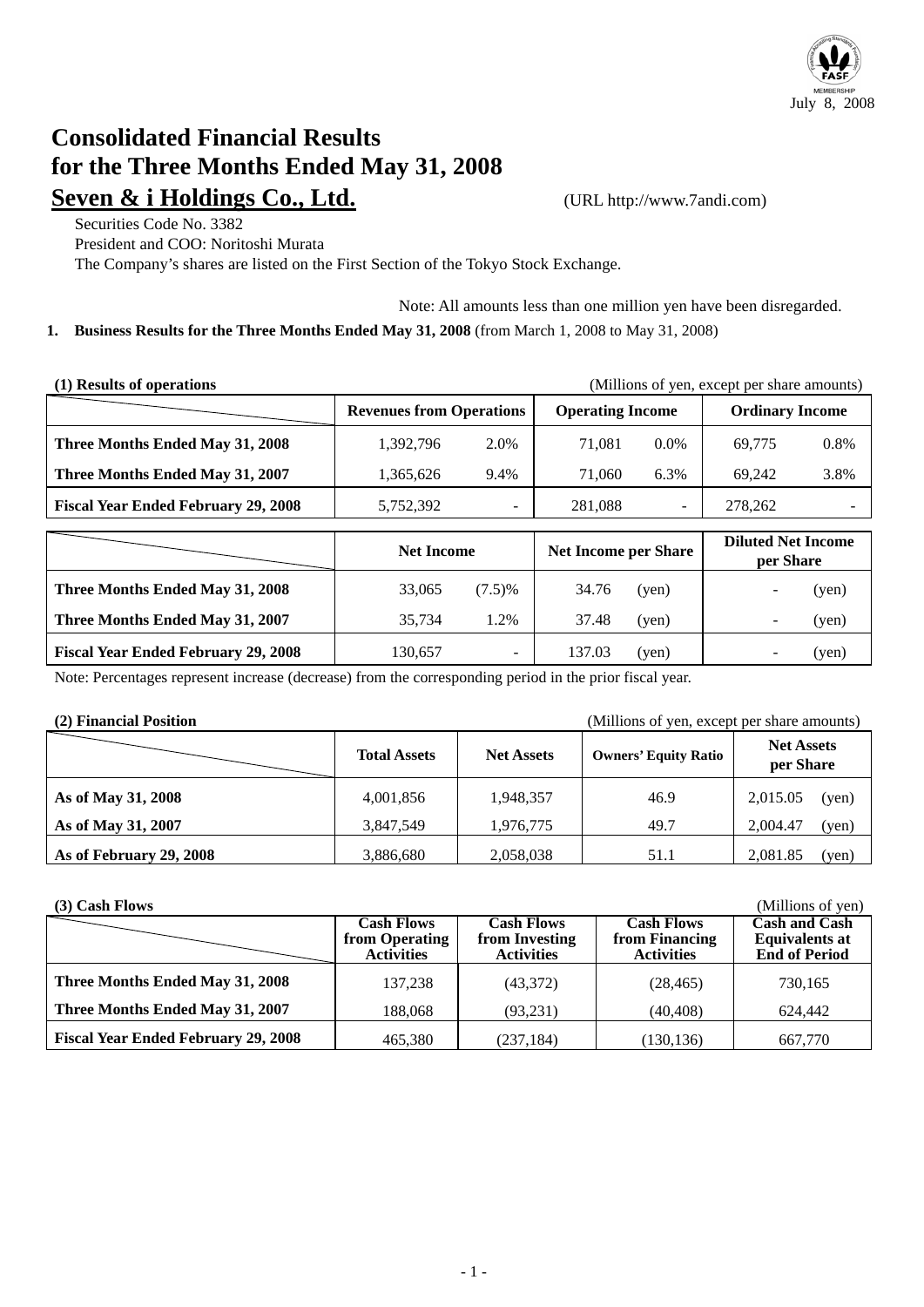July 8, 2008

# Consolidated Financial Results for the Three Months Ended May 31, 2008

## Seven & i Holdings Co., Ltd.

(URL http://www.7andi.com)

Securities Code No. 3382
President and COO: Noritoshi Murata
The Company's shares are listed on the First Section of the Tokyo Stock Exchange.

Note: All amounts less than one million yen have been disregarded.

**1. Business Results for the Three Months Ended May 31, 2008** (from March 1, 2008 to May 31, 2008)

**(1) Results of operations** (Millions of yen, except per share amounts)

| | Revenues from Operations | | Operating Income | | Ordinary Income | |
|---|---|---|---|---|---|---|
| **Three Months Ended May 31, 2008** | 1,392,796 | 2.0% | 71,081 | 0.0% | 69,775 | 0.8% |
| **Three Months Ended May 31, 2007** | 1,365,626 | 9.4% | 71,060 | 6.3% | 69,242 | 3.8% |
| **Fiscal Year Ended February 29, 2008** | 5,752,392 | - | 281,088 | - | 278,262 | - |

| | Net Income | | Net Income per Share | | Diluted Net Income per Share | |
|---|---|---|---|---|---|---|
| **Three Months Ended May 31, 2008** | 33,065 | (7.5)% | 34.76 | (yen) | - | (yen) |
| **Three Months Ended May 31, 2007** | 35,734 | 1.2% | 37.48 | (yen) | - | (yen) |
| **Fiscal Year Ended February 29, 2008** | 130,657 | - | 137.03 | (yen) | - | (yen) |

Note: Percentages represent increase (decrease) from the corresponding period in the prior fiscal year.

**(2) Financial Position** (Millions of yen, except per share amounts)

| | Total Assets | Net Assets | Owners' Equity Ratio | Net Assets per Share | |
|---|---|---|---|---|---|
| **As of May 31, 2008** | 4,001,856 | 1,948,357 | 46.9 | 2,015.05 | (yen) |
| **As of May 31, 2007** | 3,847,549 | 1,976,775 | 49.7 | 2,004.47 | (yen) |
| **As of February 29, 2008** | 3,886,680 | 2,058,038 | 51.1 | 2,081.85 | (yen) |

**(3) Cash Flows** (Millions of yen)

| | Cash Flows from Operating Activities | Cash Flows from Investing Activities | Cash Flows from Financing Activities | Cash and Cash Equivalents at End of Period |
|---|---|---|---|---|
| **Three Months Ended May 31, 2008** | 137,238 | (43,372) | (28,465) | 730,165 |
| **Three Months Ended May 31, 2007** | 188,068 | (93,231) | (40,408) | 624,442 |
| **Fiscal Year Ended February 29, 2008** | 465,380 | (237,184) | (130,136) | 667,770 |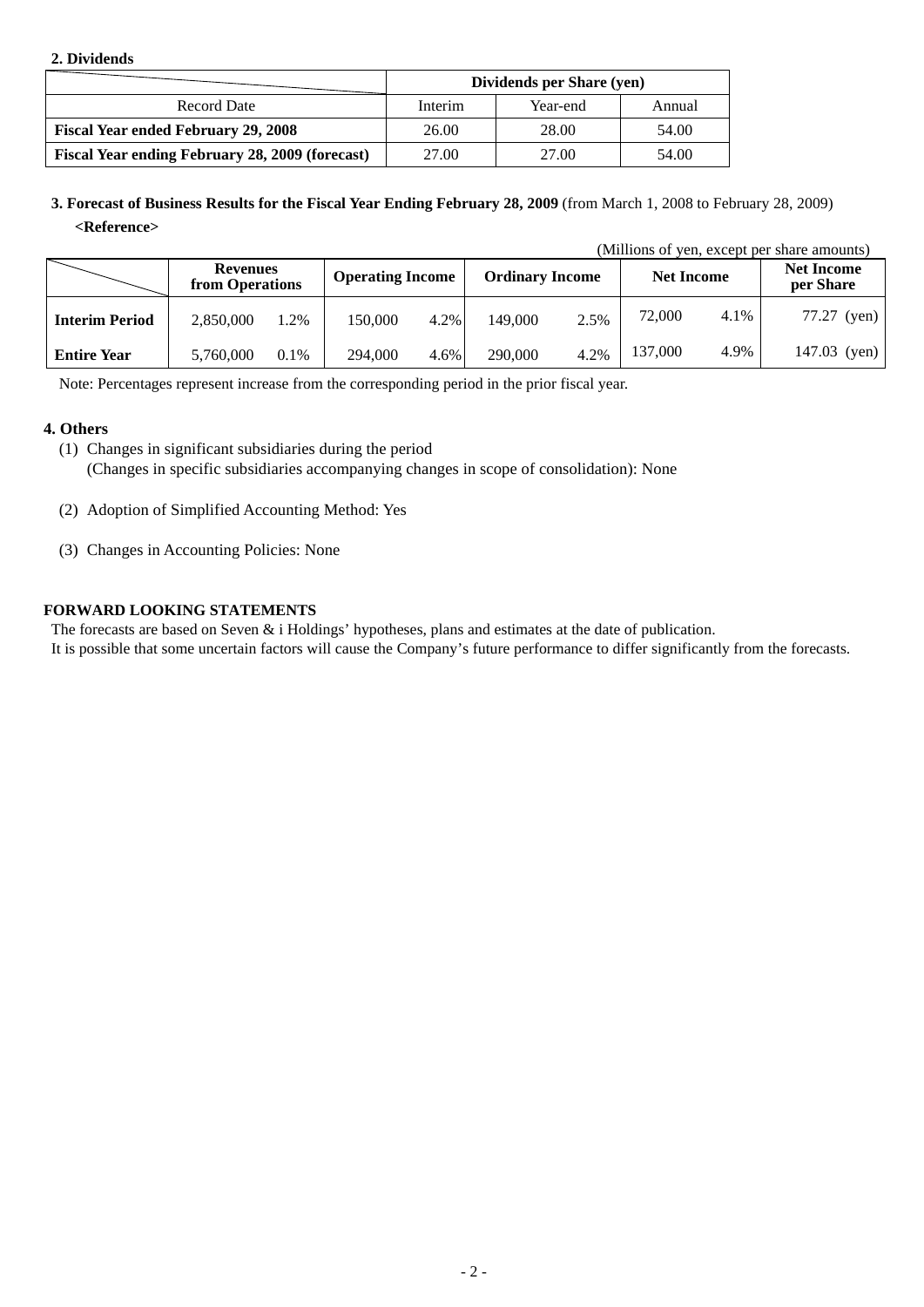**2. Dividends**

| | Dividends per Share (yen) | | |
|---|---|---|---|
| Record Date | Interim | Year-end | Annual |
| **Fiscal Year ended February 29, 2008** | 26.00 | 28.00 | 54.00 |
| **Fiscal Year ending February 28, 2009 (forecast)** | 27.00 | 27.00 | 54.00 |

**3. Forecast of Business Results for the Fiscal Year Ending February 28, 2009** (from March 1, 2008 to February 28, 2009)

**<Reference>**

(Millions of yen, except per share amounts)

| | Revenues from Operations | | Operating Income | | Ordinary Income | | Net Income | | Net Income per Share |
|---|---|---|---|---|---|---|---|---|---|
| **Interim Period** | 2,850,000 | 1.2% | 150,000 | 4.2% | 149,000 | 2.5% | 72,000 | 4.1% | 77.27 (yen) |
| **Entire Year** | 5,760,000 | 0.1% | 294,000 | 4.6% | 290,000 | 4.2% | 137,000 | 4.9% | 147.03 (yen) |

Note: Percentages represent increase from the corresponding period in the prior fiscal year.

**4. Others**

(1) Changes in significant subsidiaries during the period
(Changes in specific subsidiaries accompanying changes in scope of consolidation): None

(2) Adoption of Simplified Accounting Method: Yes

(3) Changes in Accounting Policies: None

**FORWARD LOOKING STATEMENTS**

The forecasts are based on Seven & i Holdings' hypotheses, plans and estimates at the date of publication.
It is possible that some uncertain factors will cause the Company's future performance to differ significantly from the forecasts.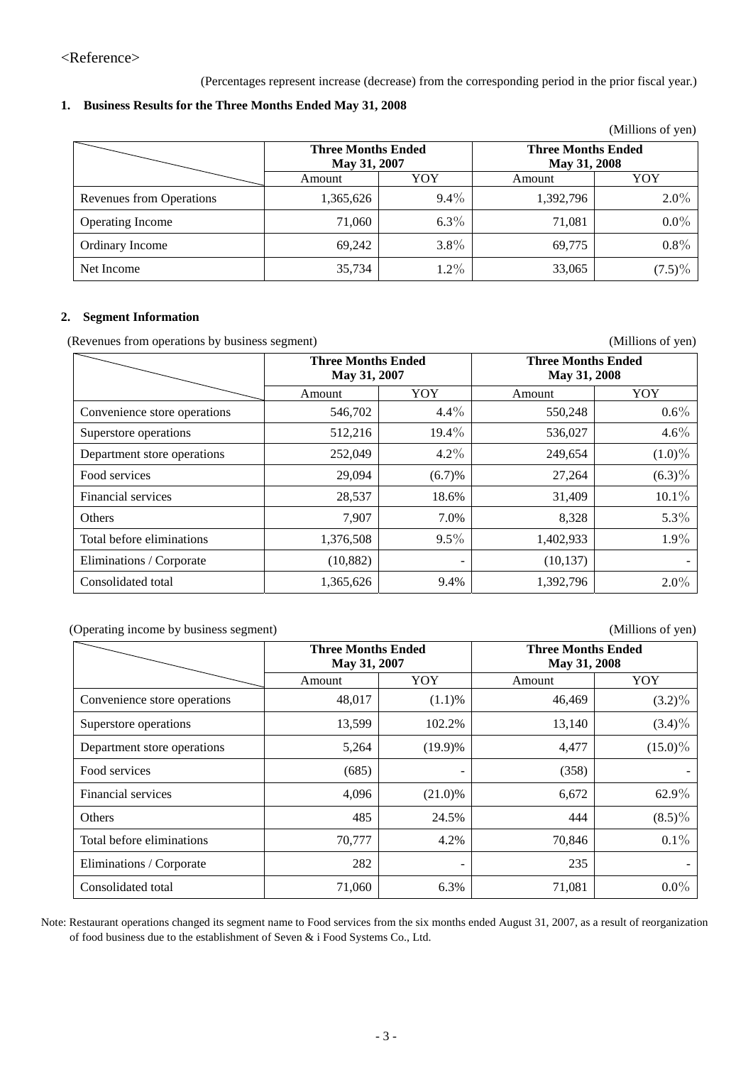<Reference>

(Percentages represent increase (decrease) from the corresponding period in the prior fiscal year.)

## 1. Business Results for the Three Months Ended May 31, 2008

(Millions of yen)

| | Three Months Ended May 31, 2007 | | Three Months Ended May 31, 2008 | |
|---|---|---|---|---|
| | Amount | YOY | Amount | YOY |
| Revenues from Operations | 1,365,626 | 9.4% | 1,392,796 | 2.0% |
| Operating Income | 71,060 | 6.3% | 71,081 | 0.0% |
| Ordinary Income | 69,242 | 3.8% | 69,775 | 0.8% |
| Net Income | 35,734 | 1.2% | 33,065 | (7.5)% |

## 2. Segment Information

(Revenues from operations by business segment) (Millions of yen)

| | Three Months Ended May 31, 2007 | | Three Months Ended May 31, 2008 | |
|---|---|---|---|---|
| | Amount | YOY | Amount | YOY |
| Convenience store operations | 546,702 | 4.4% | 550,248 | 0.6% |
| Superstore operations | 512,216 | 19.4% | 536,027 | 4.6% |
| Department store operations | 252,049 | 4.2% | 249,654 | (1.0)% |
| Food services | 29,094 | (6.7)% | 27,264 | (6.3)% |
| Financial services | 28,537 | 18.6% | 31,409 | 10.1% |
| Others | 7,907 | 7.0% | 8,328 | 5.3% |
| Total before eliminations | 1,376,508 | 9.5% | 1,402,933 | 1.9% |
| Eliminations / Corporate | (10,882) | - | (10,137) | - |
| Consolidated total | 1,365,626 | 9.4% | 1,392,796 | 2.0% |

(Operating income by business segment) (Millions of yen)

| | Three Months Ended May 31, 2007 | | Three Months Ended May 31, 2008 | |
|---|---|---|---|---|
| | Amount | YOY | Amount | YOY |
| Convenience store operations | 48,017 | (1.1)% | 46,469 | (3.2)% |
| Superstore operations | 13,599 | 102.2% | 13,140 | (3.4)% |
| Department store operations | 5,264 | (19.9)% | 4,477 | (15.0)% |
| Food services | (685) | - | (358) | - |
| Financial services | 4,096 | (21.0)% | 6,672 | 62.9% |
| Others | 485 | 24.5% | 444 | (8.5)% |
| Total before eliminations | 70,777 | 4.2% | 70,846 | 0.1% |
| Eliminations / Corporate | 282 | - | 235 | - |
| Consolidated total | 71,060 | 6.3% | 71,081 | 0.0% |

Note: Restaurant operations changed its segment name to Food services from the six months ended August 31, 2007, as a result of reorganization of food business due to the establishment of Seven & i Food Systems Co., Ltd.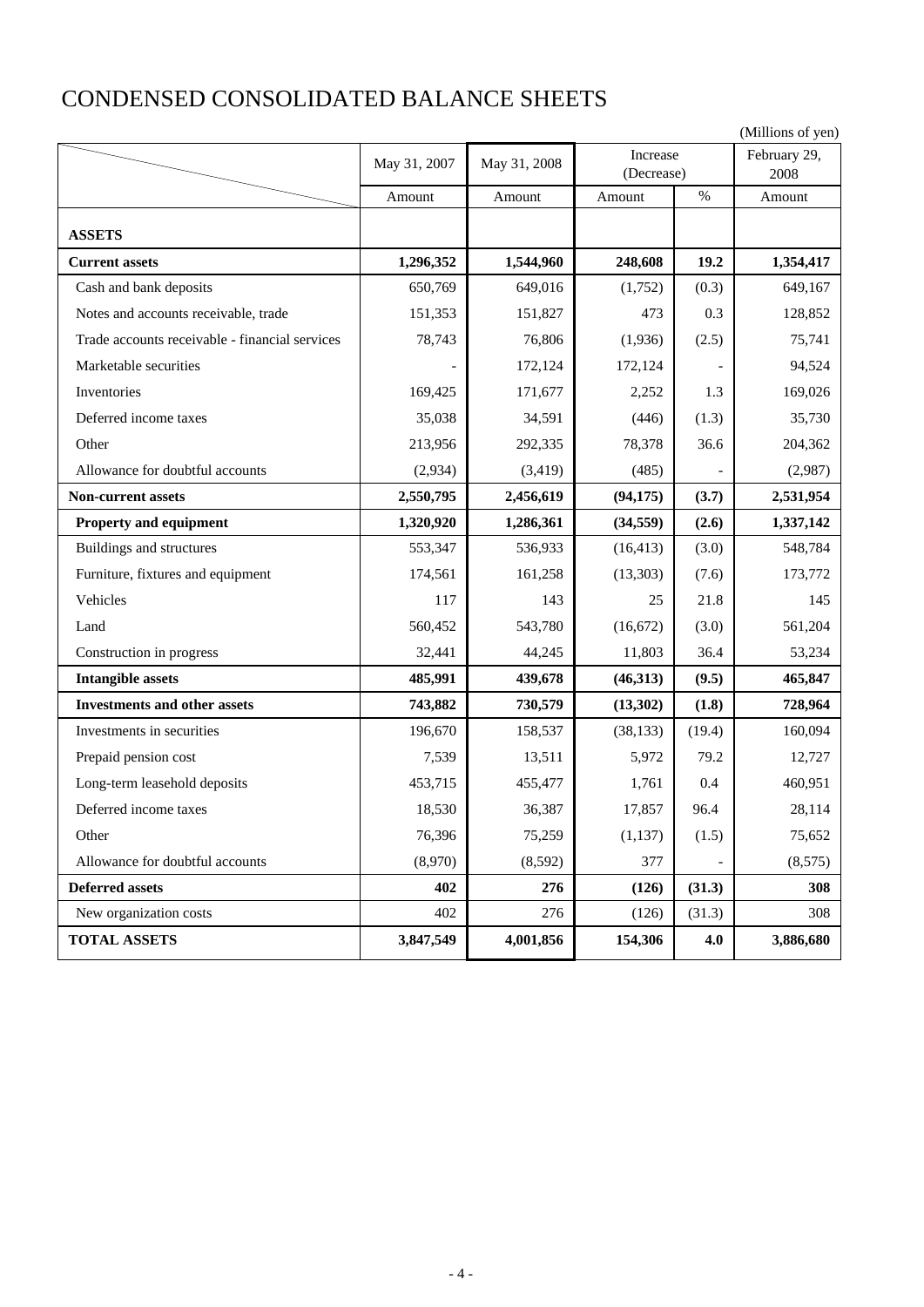# CONDENSED CONSOLIDATED BALANCE SHEETS

(Millions of yen)

| | May 31, 2007 | May 31, 2008 | Increase (Decrease) | | February 29, 2008 |
|---|---|---|---|---|---|
| | Amount | Amount | Amount | % | Amount |
| **ASSETS** | | | | | |
| **Current assets** | **1,296,352** | **1,544,960** | **248,608** | **19.2** | **1,354,417** |
| Cash and bank deposits | 650,769 | 649,016 | (1,752) | (0.3) | 649,167 |
| Notes and accounts receivable, trade | 151,353 | 151,827 | 473 | 0.3 | 128,852 |
| Trade accounts receivable - financial services | 78,743 | 76,806 | (1,936) | (2.5) | 75,741 |
| Marketable securities | - | 172,124 | 172,124 | - | 94,524 |
| Inventories | 169,425 | 171,677 | 2,252 | 1.3 | 169,026 |
| Deferred income taxes | 35,038 | 34,591 | (446) | (1.3) | 35,730 |
| Other | 213,956 | 292,335 | 78,378 | 36.6 | 204,362 |
| Allowance for doubtful accounts | (2,934) | (3,419) | (485) | - | (2,987) |
| **Non-current assets** | **2,550,795** | **2,456,619** | **(94,175)** | **(3.7)** | **2,531,954** |
| **Property and equipment** | **1,320,920** | **1,286,361** | **(34,559)** | **(2.6)** | **1,337,142** |
| Buildings and structures | 553,347 | 536,933 | (16,413) | (3.0) | 548,784 |
| Furniture, fixtures and equipment | 174,561 | 161,258 | (13,303) | (7.6) | 173,772 |
| Vehicles | 117 | 143 | 25 | 21.8 | 145 |
| Land | 560,452 | 543,780 | (16,672) | (3.0) | 561,204 |
| Construction in progress | 32,441 | 44,245 | 11,803 | 36.4 | 53,234 |
| **Intangible assets** | **485,991** | **439,678** | **(46,313)** | **(9.5)** | **465,847** |
| **Investments and other assets** | **743,882** | **730,579** | **(13,302)** | **(1.8)** | **728,964** |
| Investments in securities | 196,670 | 158,537 | (38,133) | (19.4) | 160,094 |
| Prepaid pension cost | 7,539 | 13,511 | 5,972 | 79.2 | 12,727 |
| Long-term leasehold deposits | 453,715 | 455,477 | 1,761 | 0.4 | 460,951 |
| Deferred income taxes | 18,530 | 36,387 | 17,857 | 96.4 | 28,114 |
| Other | 76,396 | 75,259 | (1,137) | (1.5) | 75,652 |
| Allowance for doubtful accounts | (8,970) | (8,592) | 377 | - | (8,575) |
| **Deferred assets** | **402** | **276** | **(126)** | **(31.3)** | **308** |
| New organization costs | 402 | 276 | (126) | (31.3) | 308 |
| **TOTAL ASSETS** | **3,847,549** | **4,001,856** | **154,306** | **4.0** | **3,886,680** |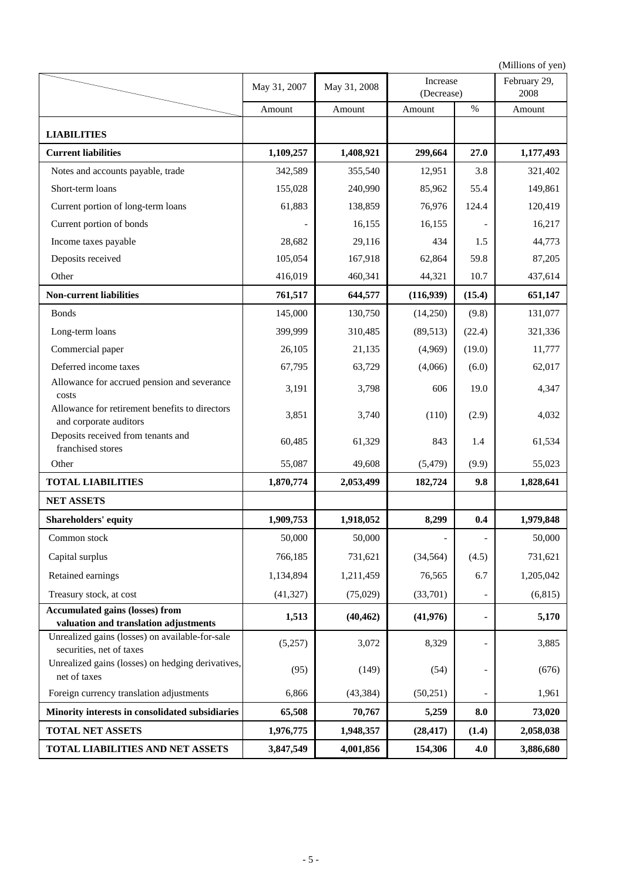(Millions of yen)

| | May 31, 2007 | May 31, 2008 | Increase (Decrease) | | February 29, 2008 |
|---|---|---|---|---|---|
| | Amount | Amount | Amount | % | Amount |
| **LIABILITIES** | | | | | |
| **Current liabilities** | **1,109,257** | **1,408,921** | **299,664** | **27.0** | **1,177,493** |
| Notes and accounts payable, trade | 342,589 | 355,540 | 12,951 | 3.8 | 321,402 |
| Short-term loans | 155,028 | 240,990 | 85,962 | 55.4 | 149,861 |
| Current portion of long-term loans | 61,883 | 138,859 | 76,976 | 124.4 | 120,419 |
| Current portion of bonds | - | 16,155 | 16,155 | - | 16,217 |
| Income taxes payable | 28,682 | 29,116 | 434 | 1.5 | 44,773 |
| Deposits received | 105,054 | 167,918 | 62,864 | 59.8 | 87,205 |
| Other | 416,019 | 460,341 | 44,321 | 10.7 | 437,614 |
| **Non-current liabilities** | **761,517** | **644,577** | **(116,939)** | **(15.4)** | **651,147** |
| Bonds | 145,000 | 130,750 | (14,250) | (9.8) | 131,077 |
| Long-term loans | 399,999 | 310,485 | (89,513) | (22.4) | 321,336 |
| Commercial paper | 26,105 | 21,135 | (4,969) | (19.0) | 11,777 |
| Deferred income taxes | 67,795 | 63,729 | (4,066) | (6.0) | 62,017 |
| Allowance for accrued pension and severance costs | 3,191 | 3,798 | 606 | 19.0 | 4,347 |
| Allowance for retirement benefits to directors and corporate auditors | 3,851 | 3,740 | (110) | (2.9) | 4,032 |
| Deposits received from tenants and franchised stores | 60,485 | 61,329 | 843 | 1.4 | 61,534 |
| Other | 55,087 | 49,608 | (5,479) | (9.9) | 55,023 |
| **TOTAL LIABILITIES** | **1,870,774** | **2,053,499** | **182,724** | **9.8** | **1,828,641** |
| **NET ASSETS** | | | | | |
| **Shareholders' equity** | **1,909,753** | **1,918,052** | **8,299** | **0.4** | **1,979,848** |
| Common stock | 50,000 | 50,000 | - | - | 50,000 |
| Capital surplus | 766,185 | 731,621 | (34,564) | (4.5) | 731,621 |
| Retained earnings | 1,134,894 | 1,211,459 | 76,565 | 6.7 | 1,205,042 |
| Treasury stock, at cost | (41,327) | (75,029) | (33,701) | - | (6,815) |
| **Accumulated gains (losses) from valuation and translation adjustments** | **1,513** | **(40,462)** | **(41,976)** | **-** | **5,170** |
| Unrealized gains (losses) on available-for-sale securities, net of taxes | (5,257) | 3,072 | 8,329 | - | 3,885 |
| Unrealized gains (losses) on hedging derivatives, net of taxes | (95) | (149) | (54) | - | (676) |
| Foreign currency translation adjustments | 6,866 | (43,384) | (50,251) | - | 1,961 |
| **Minority interests in consolidated subsidiaries** | **65,508** | **70,767** | **5,259** | **8.0** | **73,020** |
| **TOTAL NET ASSETS** | **1,976,775** | **1,948,357** | **(28,417)** | **(1.4)** | **2,058,038** |
| **TOTAL LIABILITIES AND NET ASSETS** | **3,847,549** | **4,001,856** | **154,306** | **4.0** | **3,886,680** |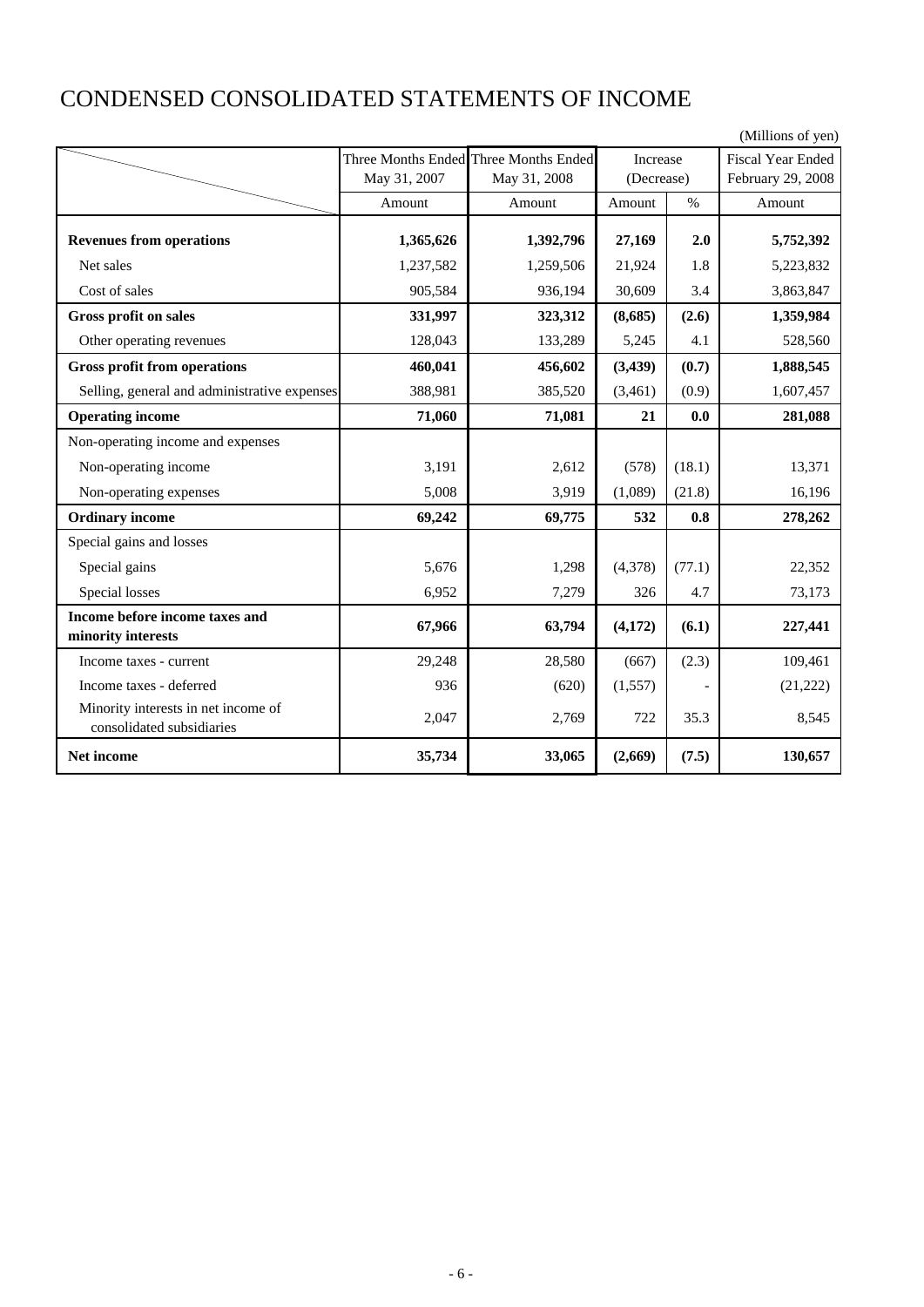# CONDENSED CONSOLIDATED STATEMENTS OF INCOME

(Millions of yen)

| | Three Months Ended May 31, 2007 | Three Months Ended May 31, 2008 | Increase (Decrease) | | Fiscal Year Ended February 29, 2008 |
|---|---|---|---|---|---|
| | Amount | Amount | Amount | % | Amount |
| **Revenues from operations** | **1,365,626** | **1,392,796** | **27,169** | **2.0** | **5,752,392** |
| Net sales | 1,237,582 | 1,259,506 | 21,924 | 1.8 | 5,223,832 |
| Cost of sales | 905,584 | 936,194 | 30,609 | 3.4 | 3,863,847 |
| **Gross profit on sales** | **331,997** | **323,312** | **(8,685)** | **(2.6)** | **1,359,984** |
| Other operating revenues | 128,043 | 133,289 | 5,245 | 4.1 | 528,560 |
| **Gross profit from operations** | **460,041** | **456,602** | **(3,439)** | **(0.7)** | **1,888,545** |
| Selling, general and administrative expenses | 388,981 | 385,520 | (3,461) | (0.9) | 1,607,457 |
| **Operating income** | **71,060** | **71,081** | **21** | **0.0** | **281,088** |
| Non-operating income and expenses | | | | | |
| Non-operating income | 3,191 | 2,612 | (578) | (18.1) | 13,371 |
| Non-operating expenses | 5,008 | 3,919 | (1,089) | (21.8) | 16,196 |
| **Ordinary income** | **69,242** | **69,775** | **532** | **0.8** | **278,262** |
| Special gains and losses | | | | | |
| Special gains | 5,676 | 1,298 | (4,378) | (77.1) | 22,352 |
| Special losses | 6,952 | 7,279 | 326 | 4.7 | 73,173 |
| **Income before income taxes and minority interests** | **67,966** | **63,794** | **(4,172)** | **(6.1)** | **227,441** |
| Income taxes - current | 29,248 | 28,580 | (667) | (2.3) | 109,461 |
| Income taxes - deferred | 936 | (620) | (1,557) | - | (21,222) |
| Minority interests in net income of consolidated subsidiaries | 2,047 | 2,769 | 722 | 35.3 | 8,545 |
| **Net income** | **35,734** | **33,065** | **(2,669)** | **(7.5)** | **130,657** |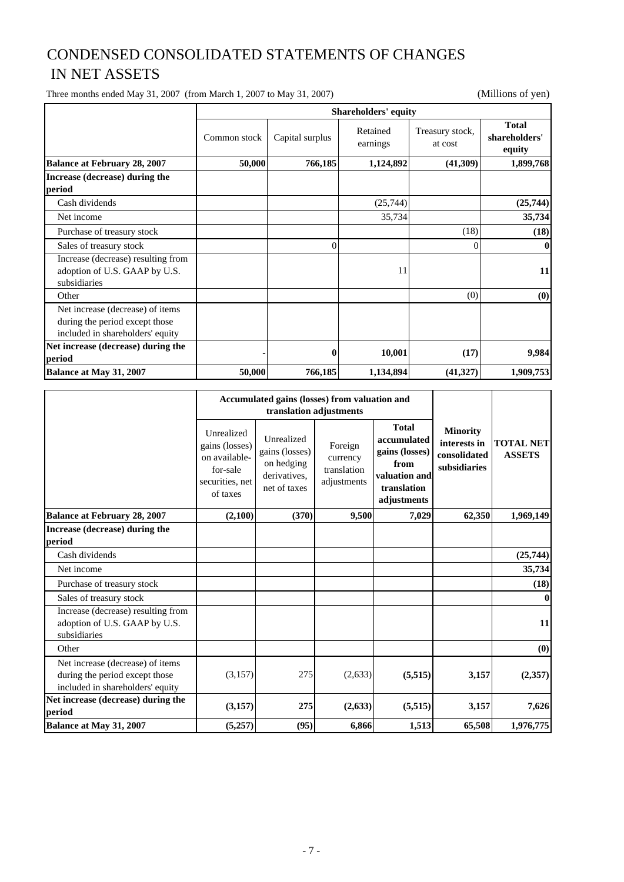# CONDENSED CONSOLIDATED STATEMENTS OF CHANGES IN NET ASSETS

Three months ended May 31, 2007 (from March 1, 2007 to May 31, 2007) (Millions of yen)

| | Shareholders' equity | | | | |
|---|---|---|---|---|---|
| | Common stock | Capital surplus | Retained earnings | Treasury stock, at cost | **Total shareholders' equity** |
| **Balance at February 28, 2007** | **50,000** | **766,185** | **1,124,892** | **(41,309)** | **1,899,768** |
| **Increase (decrease) during the period** | | | | | |
| Cash dividends | | | (25,744) | | **(25,744)** |
| Net income | | | 35,734 | | **35,734** |
| Purchase of treasury stock | | | | (18) | **(18)** |
| Sales of treasury stock | | 0 | | 0 | **0** |
| Increase (decrease) resulting from adoption of U.S. GAAP by U.S. subsidiaries | | | 11 | | **11** |
| Other | | | | (0) | **(0)** |
| Net increase (decrease) of items during the period except those included in shareholders' equity | | | | | |
| **Net increase (decrease) during the period** | **-** | **0** | **10,001** | **(17)** | **9,984** |
| **Balance at May 31, 2007** | **50,000** | **766,185** | **1,134,894** | **(41,327)** | **1,909,753** |

| | Accumulated gains (losses) from valuation and translation adjustments | | | | | |
|---|---|---|---|---|---|---|
| | Unrealized gains (losses) on available-for-sale securities, net of taxes | Unrealized gains (losses) on hedging derivatives, net of taxes | Foreign currency translation adjustments | **Total accumulated gains (losses) from valuation and translation adjustments** | **Minority interests in consolidated subsidiaries** | **TOTAL NET ASSETS** |
| **Balance at February 28, 2007** | **(2,100)** | **(370)** | **9,500** | **7,029** | **62,350** | **1,969,149** |
| **Increase (decrease) during the period** | | | | | | |
| Cash dividends | | | | | | **(25,744)** |
| Net income | | | | | | **35,734** |
| Purchase of treasury stock | | | | | | **(18)** |
| Sales of treasury stock | | | | | | **0** |
| Increase (decrease) resulting from adoption of U.S. GAAP by U.S. subsidiaries | | | | | | **11** |
| Other | | | | | | **(0)** |
| Net increase (decrease) of items during the period except those included in shareholders' equity | (3,157) | 275 | (2,633) | **(5,515)** | **3,157** | **(2,357)** |
| **Net increase (decrease) during the period** | **(3,157)** | **275** | **(2,633)** | **(5,515)** | **3,157** | **7,626** |
| **Balance at May 31, 2007** | **(5,257)** | **(95)** | **6,866** | **1,513** | **65,508** | **1,976,775** |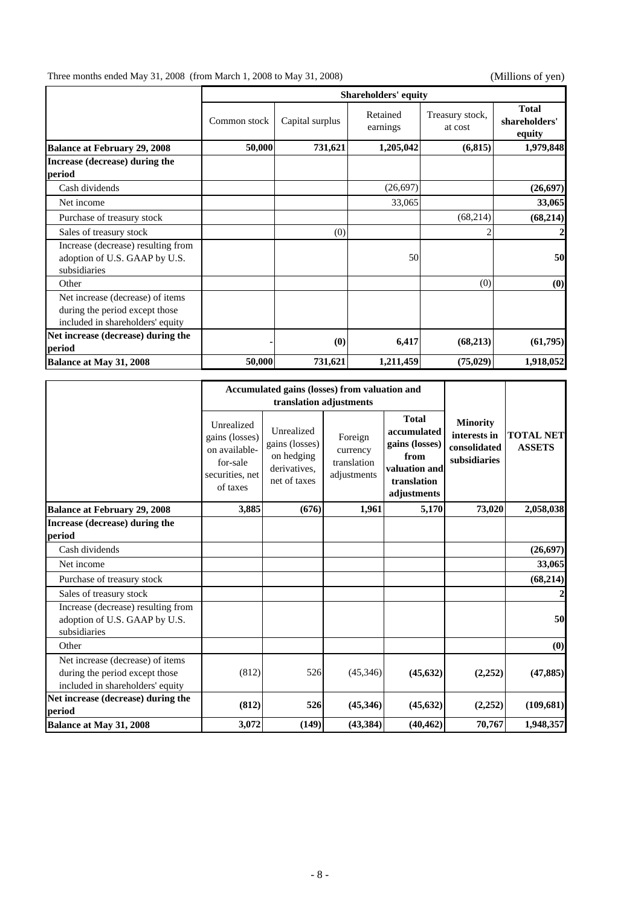Three months ended May 31, 2008 (from March 1, 2008 to May 31, 2008)

(Millions of yen)

| | Shareholders' equity | | | | |
|---|---|---|---|---|---|
| | Common stock | Capital surplus | Retained earnings | Treasury stock, at cost | **Total shareholders' equity** |
| **Balance at February 29, 2008** | **50,000** | **731,621** | **1,205,042** | **(6,815)** | **1,979,848** |
| **Increase (decrease) during the period** | | | | | |
| Cash dividends | | | (26,697) | | **(26,697)** |
| Net income | | | 33,065 | | **33,065** |
| Purchase of treasury stock | | | | (68,214) | **(68,214)** |
| Sales of treasury stock | | (0) | | 2 | **2** |
| Increase (decrease) resulting from adoption of U.S. GAAP by U.S. subsidiaries | | | 50 | | **50** |
| Other | | | | (0) | **(0)** |
| Net increase (decrease) of items during the period except those included in shareholders' equity | | | | | |
| **Net increase (decrease) during the period** | **-** | **(0)** | **6,417** | **(68,213)** | **(61,795)** |
| **Balance at May 31, 2008** | **50,000** | **731,621** | **1,211,459** | **(75,029)** | **1,918,052** |

| | Accumulated gains (losses) from valuation and translation adjustments | | | | | |
|---|---|---|---|---|---|---|
| | Unrealized gains (losses) on available-for-sale securities, net of taxes | Unrealized gains (losses) on hedging derivatives, net of taxes | Foreign currency translation adjustments | **Total accumulated gains (losses) from valuation and translation adjustments** | **Minority interests in consolidated subsidiaries** | **TOTAL NET ASSETS** |
| **Balance at February 29, 2008** | **3,885** | **(676)** | **1,961** | **5,170** | **73,020** | **2,058,038** |
| **Increase (decrease) during the period** | | | | | | |
| Cash dividends | | | | | | **(26,697)** |
| Net income | | | | | | **33,065** |
| Purchase of treasury stock | | | | | | **(68,214)** |
| Sales of treasury stock | | | | | | **2** |
| Increase (decrease) resulting from adoption of U.S. GAAP by U.S. subsidiaries | | | | | | **50** |
| Other | | | | | | **(0)** |
| Net increase (decrease) of items during the period except those included in shareholders' equity | (812) | 526 | (45,346) | **(45,632)** | **(2,252)** | **(47,885)** |
| **Net increase (decrease) during the period** | **(812)** | **526** | **(45,346)** | **(45,632)** | **(2,252)** | **(109,681)** |
| **Balance at May 31, 2008** | **3,072** | **(149)** | **(43,384)** | **(40,462)** | **70,767** | **1,948,357** |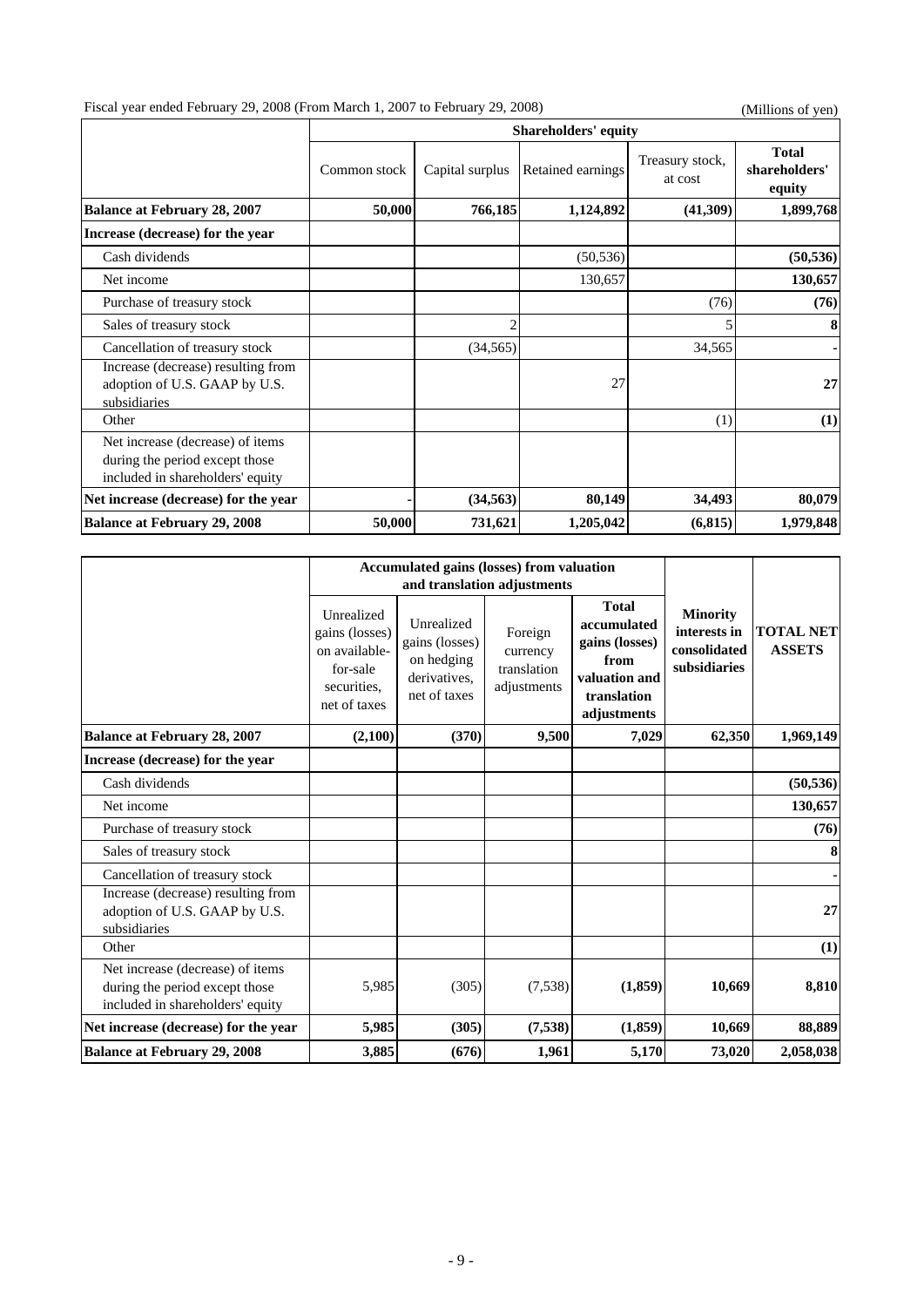Fiscal year ended February 29, 2008 (From March 1, 2007 to February 29, 2008)

(Millions of yen)

| | Shareholders' equity | | | | |
|---|---|---|---|---|---|
| | Common stock | Capital surplus | Retained earnings | Treasury stock, at cost | **Total shareholders' equity** |
| **Balance at February 28, 2007** | **50,000** | **766,185** | **1,124,892** | **(41,309)** | **1,899,768** |
| **Increase (decrease) for the year** | | | | | |
| Cash dividends | | | (50,536) | | **(50,536)** |
| Net income | | | 130,657 | | **130,657** |
| Purchase of treasury stock | | | | (76) | **(76)** |
| Sales of treasury stock | | 2 | | 5 | **8** |
| Cancellation of treasury stock | | (34,565) | | 34,565 | **-** |
| Increase (decrease) resulting from adoption of U.S. GAAP by U.S. subsidiaries | | | 27 | | **27** |
| Other | | | | (1) | **(1)** |
| Net increase (decrease) of items during the period except those included in shareholders' equity | | | | | |
| **Net increase (decrease) for the year** | **-** | **(34,563)** | **80,149** | **34,493** | **80,079** |
| **Balance at February 29, 2008** | **50,000** | **731,621** | **1,205,042** | **(6,815)** | **1,979,848** |

| | Accumulated gains (losses) from valuation and translation adjustments | | | | | |
|---|---|---|---|---|---|---|
| | Unrealized gains (losses) on available-for-sale securities, net of taxes | Unrealized gains (losses) on hedging derivatives, net of taxes | Foreign currency translation adjustments | **Total accumulated gains (losses) from valuation and translation adjustments** | **Minority interests in consolidated subsidiaries** | **TOTAL NET ASSETS** |
| **Balance at February 28, 2007** | **(2,100)** | **(370)** | **9,500** | **7,029** | **62,350** | **1,969,149** |
| **Increase (decrease) for the year** | | | | | | |
| Cash dividends | | | | | | **(50,536)** |
| Net income | | | | | | **130,657** |
| Purchase of treasury stock | | | | | | **(76)** |
| Sales of treasury stock | | | | | | **8** |
| Cancellation of treasury stock | | | | | | **-** |
| Increase (decrease) resulting from adoption of U.S. GAAP by U.S. subsidiaries | | | | | | **27** |
| Other | | | | | | **(1)** |
| Net increase (decrease) of items during the period except those included in shareholders' equity | 5,985 | (305) | (7,538) | **(1,859)** | **10,669** | **8,810** |
| **Net increase (decrease) for the year** | **5,985** | **(305)** | **(7,538)** | **(1,859)** | **10,669** | **88,889** |
| **Balance at February 29, 2008** | **3,885** | **(676)** | **1,961** | **5,170** | **73,020** | **2,058,038** |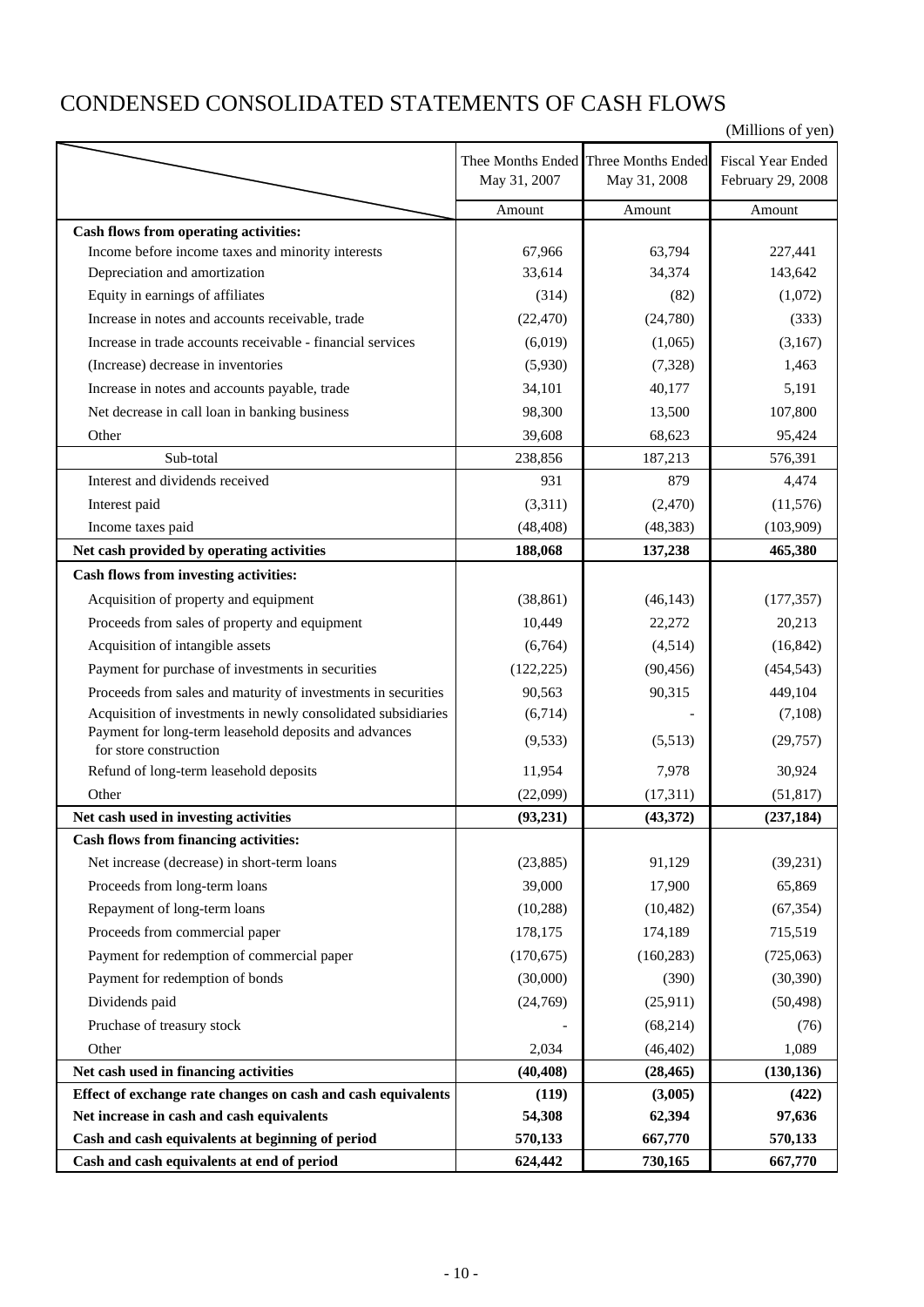# CONDENSED CONSOLIDATED STATEMENTS OF CASH FLOWS

(Millions of yen)

| | Thee Months Ended May 31, 2007 | Three Months Ended May 31, 2008 | Fiscal Year Ended February 29, 2008 |
|---|---|---|---|
| | Amount | Amount | Amount |
| **Cash flows from operating activities:** | | | |
| Income before income taxes and minority interests | 67,966 | 63,794 | 227,441 |
| Depreciation and amortization | 33,614 | 34,374 | 143,642 |
| Equity in earnings of affiliates | (314) | (82) | (1,072) |
| Increase in notes and accounts receivable, trade | (22,470) | (24,780) | (333) |
| Increase in trade accounts receivable - financial services | (6,019) | (1,065) | (3,167) |
| (Increase) decrease in inventories | (5,930) | (7,328) | 1,463 |
| Increase in notes and accounts payable, trade | 34,101 | 40,177 | 5,191 |
| Net decrease in call loan in banking business | 98,300 | 13,500 | 107,800 |
| Other | 39,608 | 68,623 | 95,424 |
| Sub-total | 238,856 | 187,213 | 576,391 |
| Interest and dividends received | 931 | 879 | 4,474 |
| Interest paid | (3,311) | (2,470) | (11,576) |
| Income taxes paid | (48,408) | (48,383) | (103,909) |
| **Net cash provided by operating activities** | **188,068** | **137,238** | **465,380** |
| **Cash flows from investing activities:** | | | |
| Acquisition of property and equipment | (38,861) | (46,143) | (177,357) |
| Proceeds from sales of property and equipment | 10,449 | 22,272 | 20,213 |
| Acquisition of intangible assets | (6,764) | (4,514) | (16,842) |
| Payment for purchase of investments in securities | (122,225) | (90,456) | (454,543) |
| Proceeds from sales and maturity of investments in securities | 90,563 | 90,315 | 449,104 |
| Acquisition of investments in newly consolidated subsidiaries | (6,714) | - | (7,108) |
| Payment for long-term leasehold deposits and advances for store construction | (9,533) | (5,513) | (29,757) |
| Refund of long-term leasehold deposits | 11,954 | 7,978 | 30,924 |
| Other | (22,099) | (17,311) | (51,817) |
| **Net cash used in investing activities** | **(93,231)** | **(43,372)** | **(237,184)** |
| **Cash flows from financing activities:** | | | |
| Net increase (decrease) in short-term loans | (23,885) | 91,129 | (39,231) |
| Proceeds from long-term loans | 39,000 | 17,900 | 65,869 |
| Repayment of long-term loans | (10,288) | (10,482) | (67,354) |
| Proceeds from commercial paper | 178,175 | 174,189 | 715,519 |
| Payment for redemption of commercial paper | (170,675) | (160,283) | (725,063) |
| Payment for redemption of bonds | (30,000) | (390) | (30,390) |
| Dividends paid | (24,769) | (25,911) | (50,498) |
| Pruchase of treasury stock | - | (68,214) | (76) |
| Other | 2,034 | (46,402) | 1,089 |
| **Net cash used in financing activities** | **(40,408)** | **(28,465)** | **(130,136)** |
| **Effect of exchange rate changes on cash and cash equivalents** | **(119)** | **(3,005)** | **(422)** |
| **Net increase in cash and cash equivalents** | **54,308** | **62,394** | **97,636** |
| **Cash and cash equivalents at beginning of period** | **570,133** | **667,770** | **570,133** |
| **Cash and cash equivalents at end of period** | **624,442** | **730,165** | **667,770** |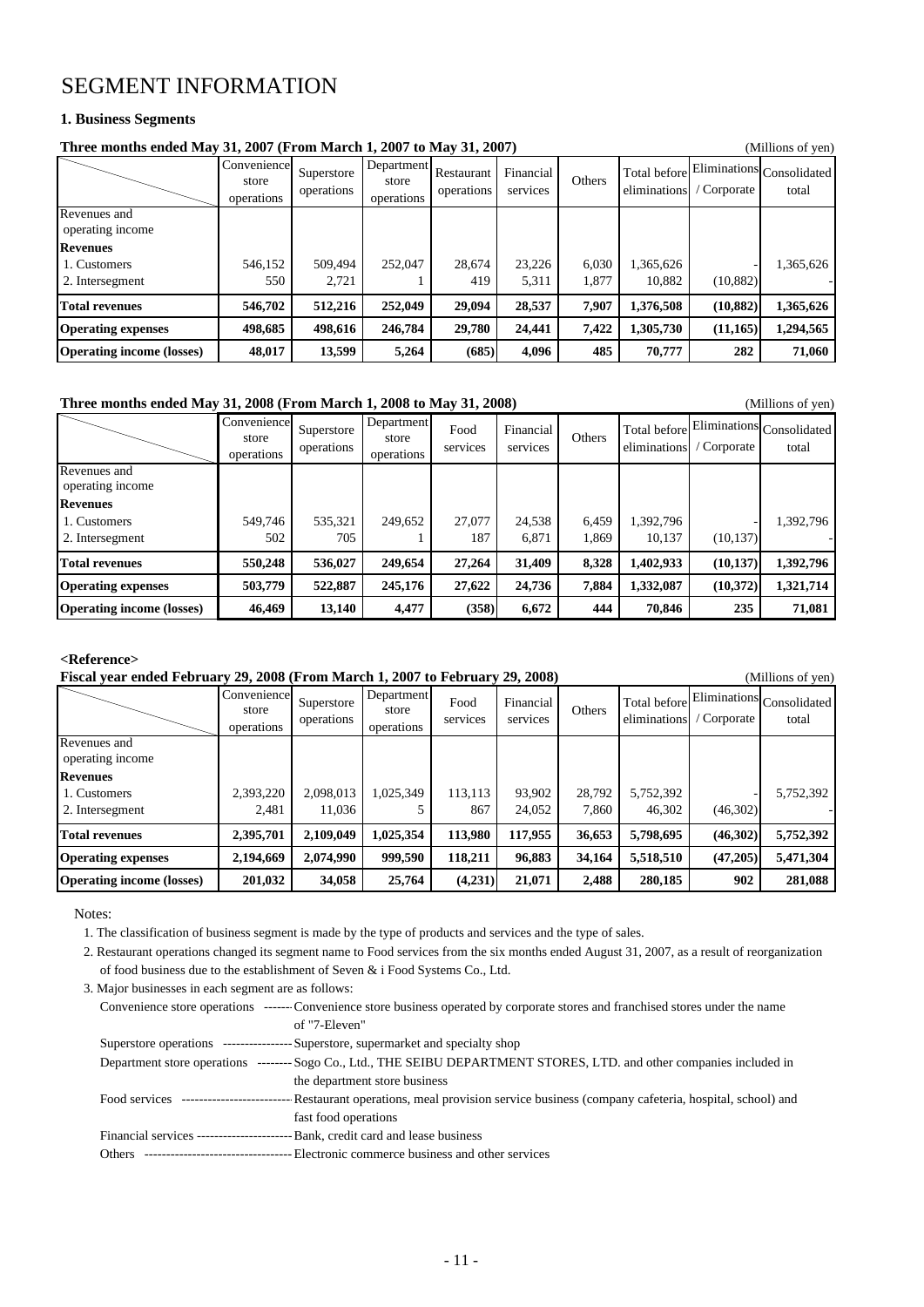# SEGMENT INFORMATION

**1. Business Segments**

**Three months ended May 31, 2007 (From March 1, 2007 to May 31, 2007)** (Millions of yen)

| | Convenience store operations | Superstore operations | Department store operations | Restaurant operations | Financial services | Others | Total before eliminations | Eliminations / Corporate | Consolidated total |
|---|---|---|---|---|---|---|---|---|---|
| Revenues and operating income | | | | | | | | | |
| **Revenues** | | | | | | | | | |
| 1. Customers | 546,152 | 509,494 | 252,047 | 28,674 | 23,226 | 6,030 | 1,365,626 | - | 1,365,626 |
| 2. Intersegment | 550 | 2,721 | 1 | 419 | 5,311 | 1,877 | 10,882 | (10,882) | - |
| **Total revenues** | **546,702** | **512,216** | **252,049** | **29,094** | **28,537** | **7,907** | **1,376,508** | **(10,882)** | **1,365,626** |
| **Operating expenses** | **498,685** | **498,616** | **246,784** | **29,780** | **24,441** | **7,422** | **1,305,730** | **(11,165)** | **1,294,565** |
| **Operating income (losses)** | **48,017** | **13,599** | **5,264** | **(685)** | **4,096** | **485** | **70,777** | **282** | **71,060** |

**Three months ended May 31, 2008 (From March 1, 2008 to May 31, 2008)** (Millions of yen)

| | Convenience store operations | Superstore operations | Department store operations | Food services | Financial services | Others | Total before eliminations | Eliminations / Corporate | Consolidated total |
|---|---|---|---|---|---|---|---|---|---|
| Revenues and operating income | | | | | | | | | |
| **Revenues** | | | | | | | | | |
| 1. Customers | 549,746 | 535,321 | 249,652 | 27,077 | 24,538 | 6,459 | 1,392,796 | - | 1,392,796 |
| 2. Intersegment | 502 | 705 | 1 | 187 | 6,871 | 1,869 | 10,137 | (10,137) | - |
| **Total revenues** | **550,248** | **536,027** | **249,654** | **27,264** | **31,409** | **8,328** | **1,402,933** | **(10,137)** | **1,392,796** |
| **Operating expenses** | **503,779** | **522,887** | **245,176** | **27,622** | **24,736** | **7,884** | **1,332,087** | **(10,372)** | **1,321,714** |
| **Operating income (losses)** | **46,469** | **13,140** | **4,477** | **(358)** | **6,672** | **444** | **70,846** | **235** | **71,081** |

**<Reference>**

**Fiscal year ended February 29, 2008 (From March 1, 2007 to February 29, 2008)** (Millions of yen)

| | Convenience store operations | Superstore operations | Department store operations | Food services | Financial services | Others | Total before eliminations | Eliminations / Corporate | Consolidated total |
|---|---|---|---|---|---|---|---|---|---|
| Revenues and operating income | | | | | | | | | |
| **Revenues** | | | | | | | | | |
| 1. Customers | 2,393,220 | 2,098,013 | 1,025,349 | 113,113 | 93,902 | 28,792 | 5,752,392 | - | 5,752,392 |
| 2. Intersegment | 2,481 | 11,036 | 5 | 867 | 24,052 | 7,860 | 46,302 | (46,302) | - |
| **Total revenues** | **2,395,701** | **2,109,049** | **1,025,354** | **113,980** | **117,955** | **36,653** | **5,798,695** | **(46,302)** | **5,752,392** |
| **Operating expenses** | **2,194,669** | **2,074,990** | **999,590** | **118,211** | **96,883** | **34,164** | **5,518,510** | **(47,205)** | **5,471,304** |
| **Operating income (losses)** | **201,032** | **34,058** | **25,764** | **(4,231)** | **21,071** | **2,488** | **280,185** | **902** | **281,088** |

Notes:

1. The classification of business segment is made by the type of products and services and the type of sales.
2. Restaurant operations changed its segment name to Food services from the six months ended August 31, 2007, as a result of reorganization of food business due to the establishment of Seven & i Food Systems Co., Ltd.
3. Major businesses in each segment are as follows:
   - Convenience store operations ------ Convenience store business operated by corporate stores and franchised stores under the name of "7-Eleven"
   - Superstore operations --------------- Superstore, supermarket and specialty shop
   - Department store operations -------- Sogo Co., Ltd., THE SEIBU DEPARTMENT STORES, LTD. and other companies included in the department store business
   - Food services ------------------------- Restaurant operations, meal provision service business (company cafeteria, hospital, school) and fast food operations
   - Financial services --------------------- Bank, credit card and lease business
   - Others ---------------------------------- Electronic commerce business and other services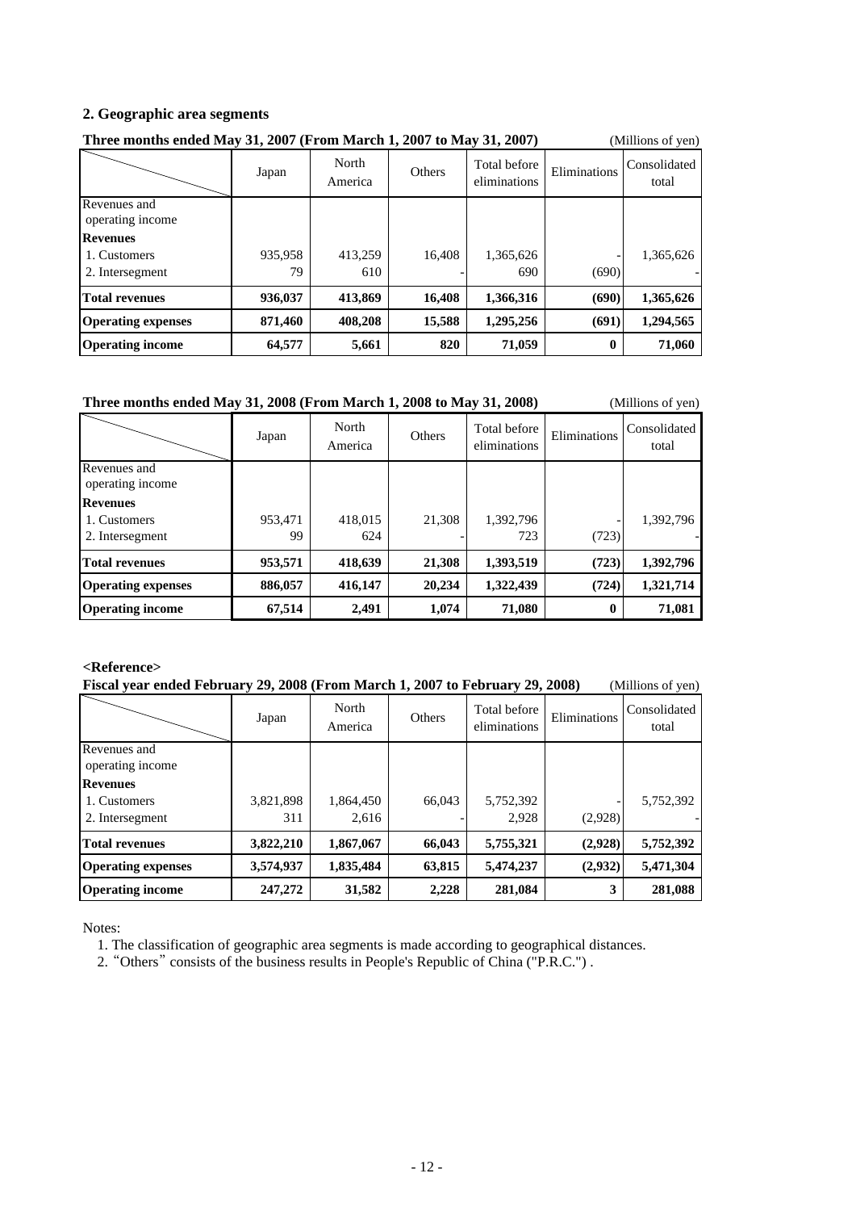## 2. Geographic area segments

**Three months ended May 31, 2007 (From March 1, 2007 to May 31, 2007)** (Millions of yen)

| | Japan | North America | Others | Total before eliminations | Eliminations | Consolidated total |
|---|---|---|---|---|---|---|
| Revenues and operating income | | | | | | |
| **Revenues** | | | | | | |
| 1. Customers | 935,958 | 413,259 | 16,408 | 1,365,626 | - | 1,365,626 |
| 2. Intersegment | 79 | 610 | - | 690 | (690) | - |
| **Total revenues** | **936,037** | **413,869** | **16,408** | **1,366,316** | **(690)** | **1,365,626** |
| **Operating expenses** | **871,460** | **408,208** | **15,588** | **1,295,256** | **(691)** | **1,294,565** |
| **Operating income** | **64,577** | **5,661** | **820** | **71,059** | **0** | **71,060** |

**Three months ended May 31, 2008 (From March 1, 2008 to May 31, 2008)** (Millions of yen)

| | Japan | North America | Others | Total before eliminations | Eliminations | Consolidated total |
|---|---|---|---|---|---|---|
| Revenues and operating income | | | | | | |
| **Revenues** | | | | | | |
| 1. Customers | 953,471 | 418,015 | 21,308 | 1,392,796 | - | 1,392,796 |
| 2. Intersegment | 99 | 624 | - | 723 | (723) | - |
| **Total revenues** | **953,571** | **418,639** | **21,308** | **1,393,519** | **(723)** | **1,392,796** |
| **Operating expenses** | **886,057** | **416,147** | **20,234** | **1,322,439** | **(724)** | **1,321,714** |
| **Operating income** | **67,514** | **2,491** | **1,074** | **71,080** | **0** | **71,081** |

**<Reference>**

**Fiscal year ended February 29, 2008 (From March 1, 2007 to February 29, 2008)** (Millions of yen)

| | Japan | North America | Others | Total before eliminations | Eliminations | Consolidated total |
|---|---|---|---|---|---|---|
| Revenues and operating income | | | | | | |
| **Revenues** | | | | | | |
| 1. Customers | 3,821,898 | 1,864,450 | 66,043 | 5,752,392 | - | 5,752,392 |
| 2. Intersegment | 311 | 2,616 | - | 2,928 | (2,928) | - |
| **Total revenues** | **3,822,210** | **1,867,067** | **66,043** | **5,755,321** | **(2,928)** | **5,752,392** |
| **Operating expenses** | **3,574,937** | **1,835,484** | **63,815** | **5,474,237** | **(2,932)** | **5,471,304** |
| **Operating income** | **247,272** | **31,582** | **2,228** | **281,084** | **3** | **281,088** |

Notes:

1. The classification of geographic area segments is made according to geographical distances.
2. "Others" consists of the business results in People's Republic of China ("P.R.C.") .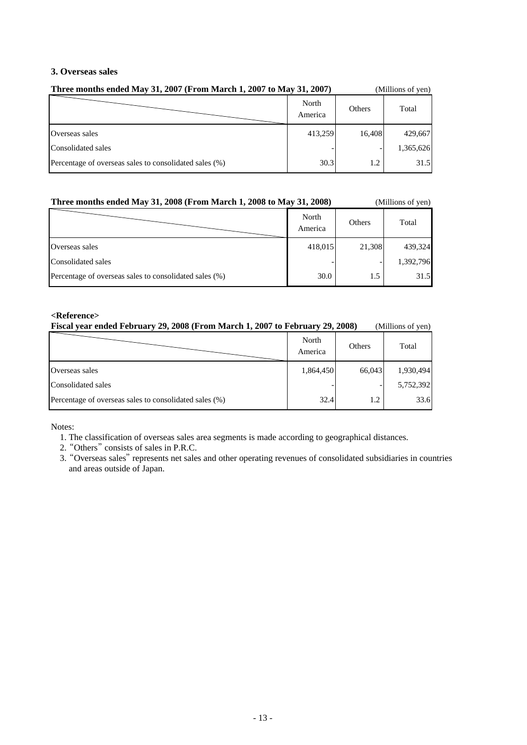### 3. Overseas sales

**Three months ended May 31, 2007 (From March 1, 2007 to May 31, 2007)** (Millions of yen)

| | North America | Others | Total |
|---|---|---|---|
| Overseas sales | 413,259 | 16,408 | 429,667 |
| Consolidated sales | - | - | 1,365,626 |
| Percentage of overseas sales to consolidated sales (%) | 30.3 | 1.2 | 31.5 |

**Three months ended May 31, 2008 (From March 1, 2008 to May 31, 2008)** (Millions of yen)

| | North America | Others | Total |
|---|---|---|---|
| Overseas sales | 418,015 | 21,308 | 439,324 |
| Consolidated sales | - | - | 1,392,796 |
| Percentage of overseas sales to consolidated sales (%) | 30.0 | 1.5 | 31.5 |

**<Reference>**

**Fiscal year ended February 29, 2008 (From March 1, 2007 to February 29, 2008)** (Millions of yen)

| | North America | Others | Total |
|---|---|---|---|
| Overseas sales | 1,864,450 | 66,043 | 1,930,494 |
| Consolidated sales | - | - | 5,752,392 |
| Percentage of overseas sales to consolidated sales (%) | 32.4 | 1.2 | 33.6 |

Notes:

1. The classification of overseas sales area segments is made according to geographical distances.
2. "Others" consists of sales in P.R.C.
3. "Overseas sales" represents net sales and other operating revenues of consolidated subsidiaries in countries and areas outside of Japan.